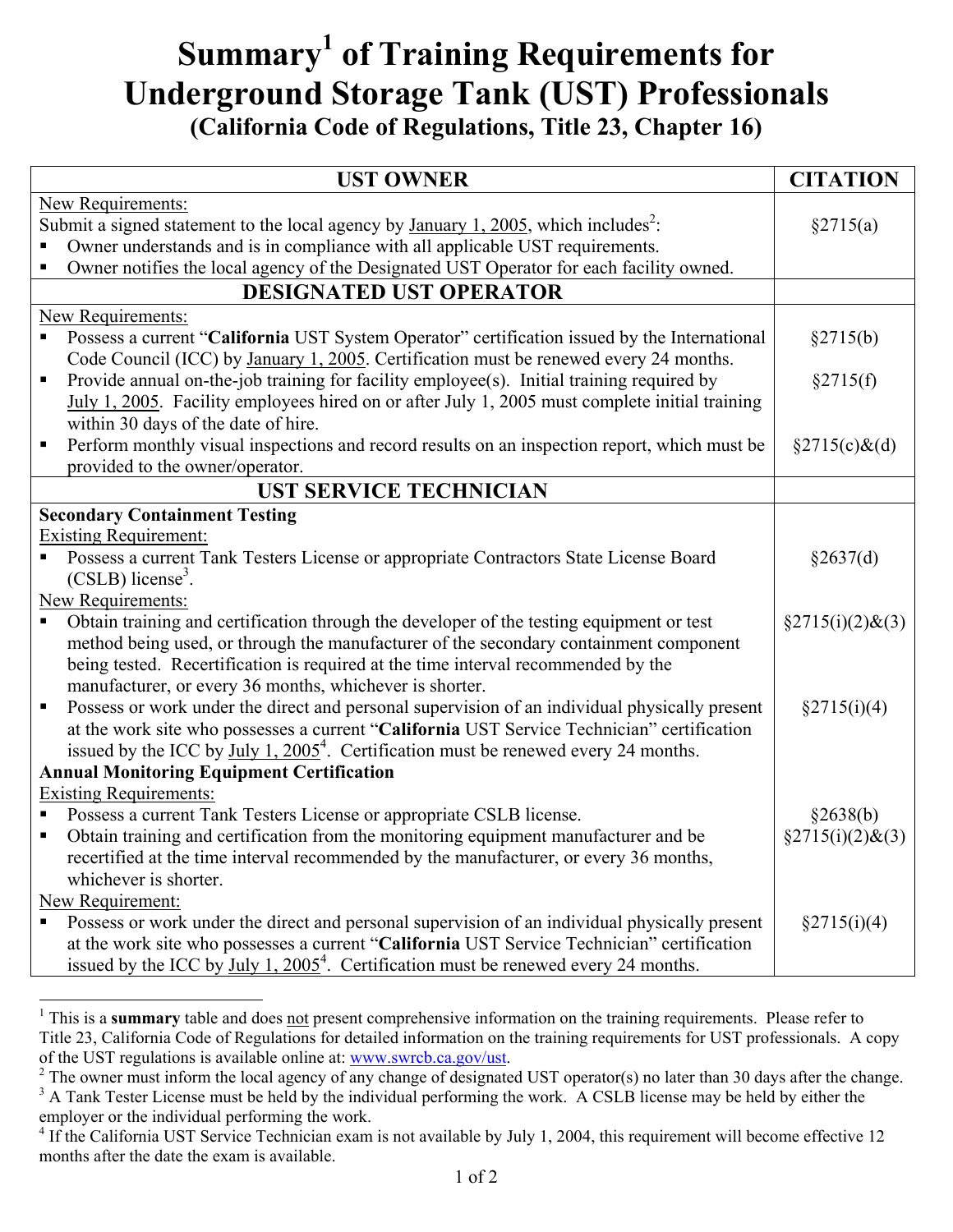# Summary[1] of Training Requirements for Underground Storage Tank (UST) Professionals

## (California Code of Regulations, Title 23, Chapter 16)

| UST OWNER | CITATION |
|---|---|
| New Requirements:<br>Submit a signed statement to the local agency by January 1, 2005, which includes[2]:<br>▪ Owner understands and is in compliance with all applicable UST requirements.<br>▪ Owner notifies the local agency of the Designated UST Operator for each facility owned. | §2715(a) |
| **DESIGNATED UST OPERATOR** | |
| New Requirements: | |
| ▪ Possess a current "**California** UST System Operator" certification issued by the International Code Council (ICC) by January 1, 2005. Certification must be renewed every 24 months. | §2715(b) |
| ▪ Provide annual on-the-job training for facility employee(s). Initial training required by July 1, 2005. Facility employees hired on or after July 1, 2005 must complete initial training within 30 days of the date of hire. | §2715(f) |
| ▪ Perform monthly visual inspections and record results on an inspection report, which must be provided to the owner/operator. | §2715(c)&(d) |
| **UST SERVICE TECHNICIAN** | |
| **Secondary Containment Testing** | |
| Existing Requirement: | |
| ▪ Possess a current Tank Testers License or appropriate Contractors State License Board (CSLB) license[3]. | §2637(d) |
| New Requirements: | |
| ▪ Obtain training and certification through the developer of the testing equipment or test method being used, or through the manufacturer of the secondary containment component being tested. Recertification is required at the time interval recommended by the manufacturer, or every 36 months, whichever is shorter. | §2715(i)(2)&(3) |
| ▪ Possess or work under the direct and personal supervision of an individual physically present at the work site who possesses a current "**California** UST Service Technician" certification issued by the ICC by July 1, 2005[4]. Certification must be renewed every 24 months. | §2715(i)(4) |
| **Annual Monitoring Equipment Certification** | |
| Existing Requirements: | |
| ▪ Possess a current Tank Testers License or appropriate CSLB license. | §2638(b) |
| ▪ Obtain training and certification from the monitoring equipment manufacturer and be recertified at the time interval recommended by the manufacturer, or every 36 months, whichever is shorter. | §2715(i)(2)&(3) |
| New Requirement: | |
| ▪ Possess or work under the direct and personal supervision of an individual physically present at the work site who possesses a current "**California** UST Service Technician" certification issued by the ICC by July 1, 2005[4]. Certification must be renewed every 24 months. | §2715(i)(4) |

[1] This is a **summary** table and does not present comprehensive information on the training requirements. Please refer to Title 23, California Code of Regulations for detailed information on the training requirements for UST professionals. A copy of the UST regulations is available online at: www.swrcb.ca.gov/ust.

[2] The owner must inform the local agency of any change of designated UST operator(s) no later than 30 days after the change.

[3] A Tank Tester License must be held by the individual performing the work. A CSLB license may be held by either the employer or the individual performing the work.

[4] If the California UST Service Technician exam is not available by July 1, 2004, this requirement will become effective 12 months after the date the exam is available.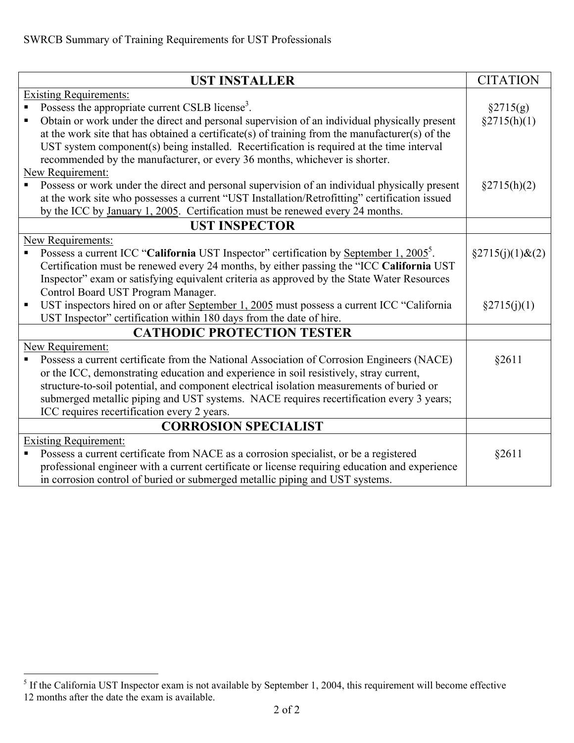| UST INSTALLER | CITATION |
|---|---|
| Existing Requirements: | |
| ▪ Possess the appropriate current CSLB license[3]. | §2715(g) |
| ▪ Obtain or work under the direct and personal supervision of an individual physically present at the work site that has obtained a certificate(s) of training from the manufacturer(s) of the UST system component(s) being installed. Recertification is required at the time interval recommended by the manufacturer, or every 36 months, whichever is shorter. | §2715(h)(1) |
| New Requirement: | |
| ▪ Possess or work under the direct and personal supervision of an individual physically present at the work site who possesses a current "UST Installation/Retrofitting" certification issued by the ICC by January 1, 2005. Certification must be renewed every 24 months. | §2715(h)(2) |
| **UST INSPECTOR** | |
| New Requirements: | |
| ▪ Possess a current ICC "**California** UST Inspector" certification by September 1, 2005[5]. Certification must be renewed every 24 months, by either passing the "ICC **California** UST Inspector" exam or satisfying equivalent criteria as approved by the State Water Resources Control Board UST Program Manager. | §2715(j)(1)&(2) |
| ▪ UST inspectors hired on or after September 1, 2005 must possess a current ICC "California UST Inspector" certification within 180 days from the date of hire. | §2715(j)(1) |
| **CATHODIC PROTECTION TESTER** | |
| New Requirement: | |
| ▪ Possess a current certificate from the National Association of Corrosion Engineers (NACE) or the ICC, demonstrating education and experience in soil resistively, stray current, structure-to-soil potential, and component electrical isolation measurements of buried or submerged metallic piping and UST systems. NACE requires recertification every 3 years; ICC requires recertification every 2 years. | §2611 |
| **CORROSION SPECIALIST** | |
| Existing Requirement: | |
| ▪ Possess a current certificate from NACE as a corrosion specialist, or be a registered professional engineer with a current certificate or license requiring education and experience in corrosion control of buried or submerged metallic piping and UST systems. | §2611 |

[5] If the California UST Inspector exam is not available by September 1, 2004, this requirement will become effective 12 months after the date the exam is available.